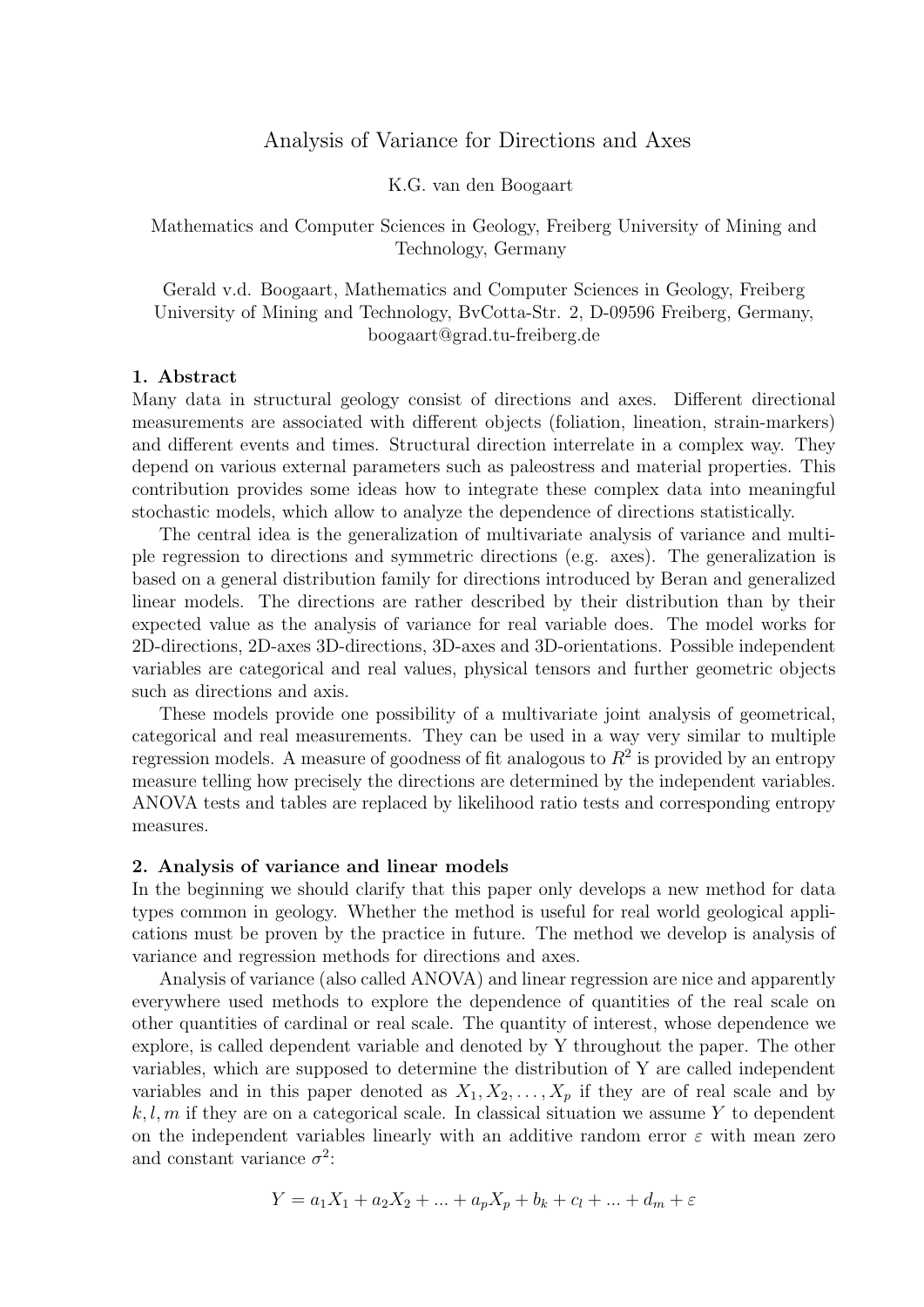# Analysis of Variance for Directions and Axes

K.G. van den Boogaart

Mathematics and Computer Sciences in Geology, Freiberg University of Mining and Technology, Germany

Gerald v.d. Boogaart, Mathematics and Computer Sciences in Geology, Freiberg University of Mining and Technology, BvCotta-Str. 2, D-09596 Freiberg, Germany, boogaart@grad.tu-freiberg.de

## 1. Abstract

Many data in structural geology consist of directions and axes. Different directional measurements are associated with different objects (foliation, lineation, strain-markers) and different events and times. Structural direction interrelate in a complex way. They depend on various external parameters such as paleostress and material properties. This contribution provides some ideas how to integrate these complex data into meaningful stochastic models, which allow to analyze the dependence of directions statistically.

The central idea is the generalization of multivariate analysis of variance and multiple regression to directions and symmetric directions (e.g. axes). The generalization is based on a general distribution family for directions introduced by Beran and generalized linear models. The directions are rather described by their distribution than by their expected value as the analysis of variance for real variable does. The model works for 2D-directions, 2D-axes 3D-directions, 3D-axes and 3D-orientations. Possible independent variables are categorical and real values, physical tensors and further geometric objects such as directions and axis.

These models provide one possibility of a multivariate joint analysis of geometrical, categorical and real measurements. They can be used in a way very similar to multiple regression models. A measure of goodness of fit analogous to $R^2$ is provided by an entropy measure telling how precisely the directions are determined by the independent variables. ANOVA tests and tables are replaced by likelihood ratio tests and corresponding entropy measures.

## 2. Analysis of variance and linear models

In the beginning we should clarify that this paper only develops a new method for data types common in geology. Whether the method is useful for real world geological applications must be proven by the practice in future. The method we develop is analysis of variance and regression methods for directions and axes.

Analysis of variance (also called ANOVA) and linear regression are nice and apparently everywhere used methods to explore the dependence of quantities of the real scale on other quantities of cardinal or real scale. The quantity of interest, whose dependence we explore, is called dependent variable and denoted by Y throughout the paper. The other variables, which are supposed to determine the distribution of Y are called independent variables and in this paper denoted as $X_1, X_2, \ldots, X_p$ if they are of real scale and by $k, l, m$ if they are on a categorical scale. In classical situation we assume $Y$ to dependent on the independent variables linearly with an additive random error $\varepsilon$ with mean zero and constant variance $\sigma^2$:

$$Y = a_1X_1 + a_2X_2 + ... + a_pX_p + b_k + c_l + ... + d_m + \varepsilon$$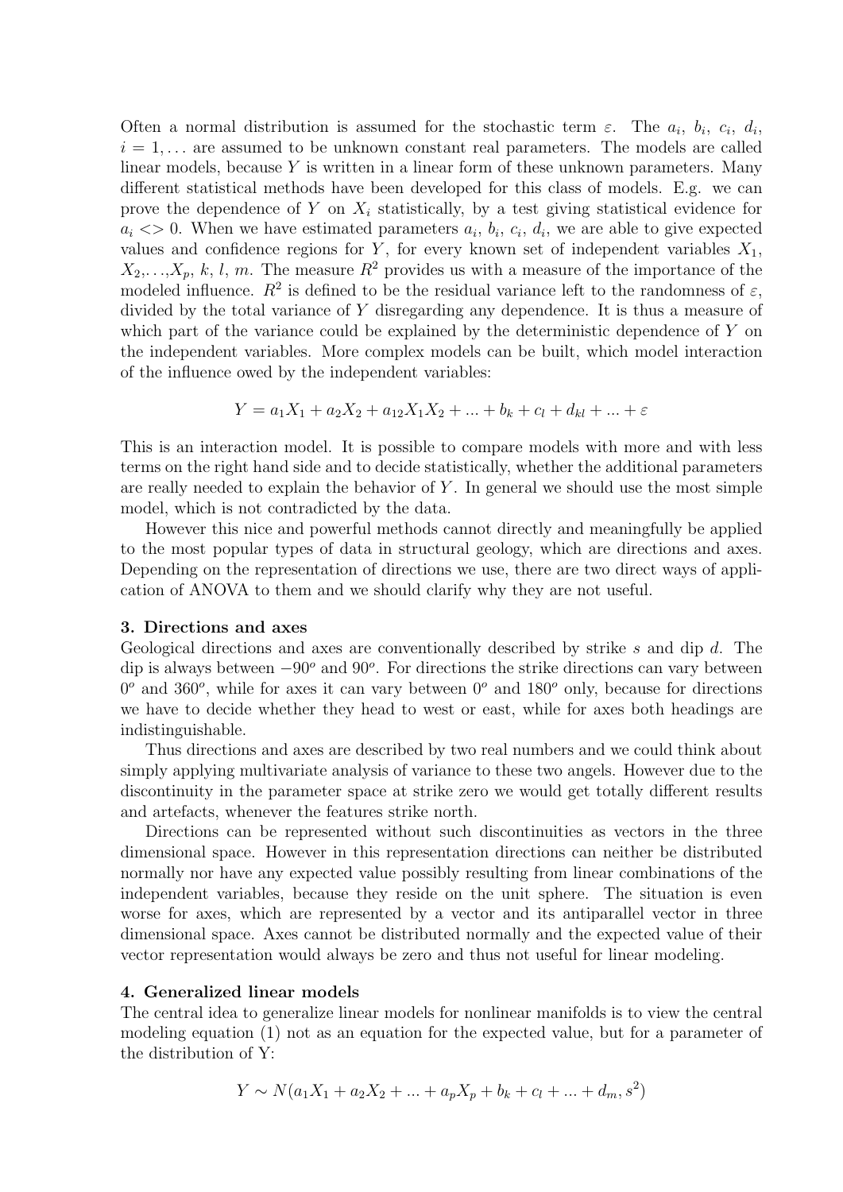Often a normal distribution is assumed for the stochastic term $\varepsilon$. The $a_i$, $b_i$, $c_i$, $d_i$, $i = 1, \ldots$ are assumed to be unknown constant real parameters. The models are called linear models, because $Y$ is written in a linear form of these unknown parameters. Many different statistical methods have been developed for this class of models. E.g. we can prove the dependence of $Y$ on $X_i$ statistically, by a test giving statistical evidence for $a_i <> 0$. When we have estimated parameters $a_i$, $b_i$, $c_i$, $d_i$, we are able to give expected values and confidence regions for $Y$, for every known set of independent variables $X_1$, $X_2, \ldots, X_p$, $k$, $l$, $m$. The measure $R^2$ provides us with a measure of the importance of the modeled influence. $R^2$ is defined to be the residual variance left to the randomness of $\varepsilon$, divided by the total variance of $Y$ disregarding any dependence. It is thus a measure of which part of the variance could be explained by the deterministic dependence of $Y$ on the independent variables. More complex models can be built, which model interaction of the influence owed by the independent variables:

$$Y = a_1X_1 + a_2X_2 + a_{12}X_1X_2 + ... + b_k + c_l + d_{kl} + ... + \varepsilon$$

This is an interaction model. It is possible to compare models with more and with less terms on the right hand side and to decide statistically, whether the additional parameters are really needed to explain the behavior of $Y$. In general we should use the most simple model, which is not contradicted by the data.

However this nice and powerful methods cannot directly and meaningfully be applied to the most popular types of data in structural geology, which are directions and axes. Depending on the representation of directions we use, there are two direct ways of application of ANOVA to them and we should clarify why they are not useful.

**3. Directions and axes**

Geological directions and axes are conventionally described by strike $s$ and dip $d$. The dip is always between $-90^o$ and $90^o$. For directions the strike directions can vary between $0^o$ and $360^o$, while for axes it can vary between $0^o$ and $180^o$ only, because for directions we have to decide whether they head to west or east, while for axes both headings are indistinguishable.

Thus directions and axes are described by two real numbers and we could think about simply applying multivariate analysis of variance to these two angels. However due to the discontinuity in the parameter space at strike zero we would get totally different results and artefacts, whenever the features strike north.

Directions can be represented without such discontinuities as vectors in the three dimensional space. However in this representation directions can neither be distributed normally nor have any expected value possibly resulting from linear combinations of the independent variables, because they reside on the unit sphere. The situation is even worse for axes, which are represented by a vector and its antiparallel vector in three dimensional space. Axes cannot be distributed normally and the expected value of their vector representation would always be zero and thus not useful for linear modeling.

**4. Generalized linear models**

The central idea to generalize linear models for nonlinear manifolds is to view the central modeling equation (1) not as an equation for the expected value, but for a parameter of the distribution of Y:

$$Y \sim N(a_1X_1 + a_2X_2 + ... + a_pX_p + b_k + c_l + ... + d_m, s^2)$$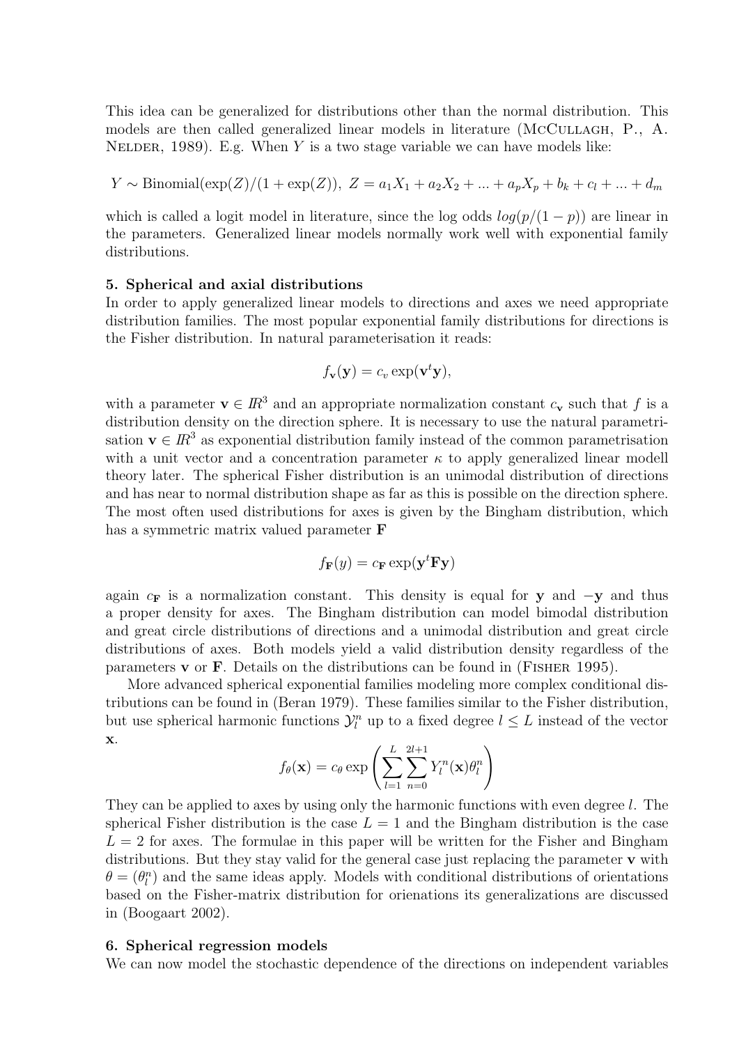This idea can be generalized for distributions other than the normal distribution. This models are then called generalized linear models in literature (McCullagh, P., A. Nelder, 1989). E.g. When $Y$ is a two stage variable we can have models like:

$$Y \sim \text{Binomial}(\exp(Z)/(1+\exp(Z)),\ Z = a_1X_1 + a_2X_2 + ... + a_pX_p + b_k + c_l + ... + d_m$$

which is called a logit model in literature, since the log odds $log(p/(1-p))$ are linear in the parameters. Generalized linear models normally work well with exponential family distributions.

**5. Spherical and axial distributions**

In order to apply generalized linear models to directions and axes we need appropriate distribution families. The most popular exponential family distributions for directions is the Fisher distribution. In natural parameterisation it reads:

$$f_{\mathbf{v}}(\mathbf{y}) = c_v \exp(\mathbf{v}^t\mathbf{y}),$$

with a parameter $\mathbf{v} \in I\!R^3$ and an appropriate normalization constant $c_{\mathbf{v}}$ such that $f$ is a distribution density on the direction sphere. It is necessary to use the natural parametrisation $\mathbf{v} \in I\!R^3$ as exponential distribution family instead of the common parametrisation with a unit vector and a concentration parameter $\kappa$ to apply generalized linear modell theory later. The spherical Fisher distribution is an unimodal distribution of directions and has near to normal distribution shape as far as this is possible on the direction sphere. The most often used distributions for axes is given by the Bingham distribution, which has a symmetric matrix valued parameter $\mathbf{F}$

$$f_{\mathbf{F}}(y) = c_{\mathbf{F}} \exp(\mathbf{y}^t\mathbf{F}\mathbf{y})$$

again $c_{\mathbf{F}}$ is a normalization constant. This density is equal for $\mathbf{y}$ and $-\mathbf{y}$ and thus a proper density for axes. The Bingham distribution can model bimodal distribution and great circle distributions of directions and a unimodal distribution and great circle distributions of axes. Both models yield a valid distribution density regardless of the parameters $\mathbf{v}$ or $\mathbf{F}$. Details on the distributions can be found in (Fisher 1995).

More advanced spherical exponential families modeling more complex conditional distributions can be found in (Beran 1979). These families similar to the Fisher distribution, but use spherical harmonic functions $\mathcal{Y}_l^n$ up to a fixed degree $l \leq L$ instead of the vector $\mathbf{x}$.

$$f_\theta(\mathbf{x}) = c_\theta \exp\left(\sum_{l=1}^{L}\sum_{n=0}^{2l+1} Y_l^n(\mathbf{x})\theta_l^n\right)$$

They can be applied to axes by using only the harmonic functions with even degree $l$. The spherical Fisher distribution is the case $L = 1$ and the Bingham distribution is the case $L = 2$ for axes. The formulae in this paper will be written for the Fisher and Bingham distributions. But they stay valid for the general case just replacing the parameter $\mathbf{v}$ with $\theta = (\theta_l^n)$ and the same ideas apply. Models with conditional distributions of orientations based on the Fisher-matrix distribution for orienations its generalizations are discussed in (Boogaart 2002).

**6. Spherical regression models**

We can now model the stochastic dependence of the directions on independent variables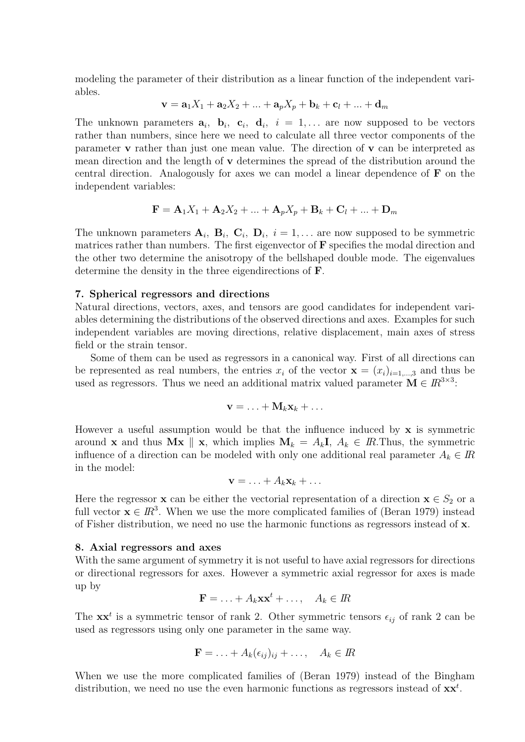modeling the parameter of their distribution as a linear function of the independent variables.

$$\mathbf{v} = \mathbf{a}_1 X_1 + \mathbf{a}_2 X_2 + ... + \mathbf{a}_p X_p + \mathbf{b}_k + \mathbf{c}_l + ... + \mathbf{d}_m$$

The unknown parameters $\mathbf{a}_i,\ \mathbf{b}_i,\ \mathbf{c}_i,\ \mathbf{d}_i,\ i = 1, \ldots$ are now supposed to be vectors rather than numbers, since here we need to calculate all three vector components of the parameter $\mathbf{v}$ rather than just one mean value. The direction of $\mathbf{v}$ can be interpreted as mean direction and the length of $\mathbf{v}$ determines the spread of the distribution around the central direction. Analogously for axes we can model a linear dependence of $\mathbf{F}$ on the independent variables:

$$\mathbf{F} = \mathbf{A}_1 X_1 + \mathbf{A}_2 X_2 + ... + \mathbf{A}_p X_p + \mathbf{B}_k + \mathbf{C}_l + ... + \mathbf{D}_m$$

The unknown parameters $\mathbf{A}_i,\ \mathbf{B}_i,\ \mathbf{C}_i,\ \mathbf{D}_i,\ i = 1, \ldots$ are now supposed to be symmetric matrices rather than numbers. The first eigenvector of $\mathbf{F}$ specifies the modal direction and the other two determine the anisotropy of the bellshaped double mode. The eigenvalues determine the density in the three eigendirections of $\mathbf{F}$.

**7. Spherical regressors and directions**

Natural directions, vectors, axes, and tensors are good candidates for independent variables determining the distributions of the observed directions and axes. Examples for such independent variables are moving directions, relative displacement, main axes of stress field or the strain tensor.

Some of them can be used as regressors in a canonical way. First of all directions can be represented as real numbers, the entries $x_i$ of the vector $\mathbf{x} = (x_i)_{i=1,\ldots,3}$ and thus be used as regressors. Thus we need an additional matrix valued parameter $\mathbf{M} \in I\!R^{3\times 3}$:

$$\mathbf{v} = \ldots + \mathbf{M}_k \mathbf{x}_k + \ldots$$

However a useful assumption would be that the influence induced by $\mathbf{x}$ is symmetric around $\mathbf{x}$ and thus $\mathbf{M}\mathbf{x} \parallel \mathbf{x}$, which implies $\mathbf{M}_k = A_k \mathbf{I}$, $A_k \in I\!R$.Thus, the symmetric influence of a direction can be modeled with only one additional real parameter $A_k \in I\!R$ in the model:

$$\mathbf{v} = \ldots + A_k \mathbf{x}_k + \ldots$$

Here the regressor $\mathbf{x}$ can be either the vectorial representation of a direction $\mathbf{x} \in S_2$ or a full vector $\mathbf{x} \in I\!R^3$. When we use the more complicated families of (Beran 1979) instead of Fisher distribution, we need no use the harmonic functions as regressors instead of $\mathbf{x}$.

**8. Axial regressors and axes**

With the same argument of symmetry it is not useful to have axial regressors for directions or directional regressors for axes. However a symmetric axial regressor for axes is made up by

$$\mathbf{F} = \ldots + A_k \mathbf{x}\mathbf{x}^t + \ldots, \quad A_k \in I\!R$$

The $\mathbf{x}\mathbf{x}^t$ is a symmetric tensor of rank 2. Other symmetric tensors $\epsilon_{ij}$ of rank 2 can be used as regressors using only one parameter in the same way.

$$\mathbf{F} = \ldots + A_k (\epsilon_{ij})_{ij} + \ldots, \quad A_k \in I\!R$$

When we use the more complicated families of (Beran 1979) instead of the Bingham distribution, we need no use the even harmonic functions as regressors instead of $\mathbf{x}\mathbf{x}^t$.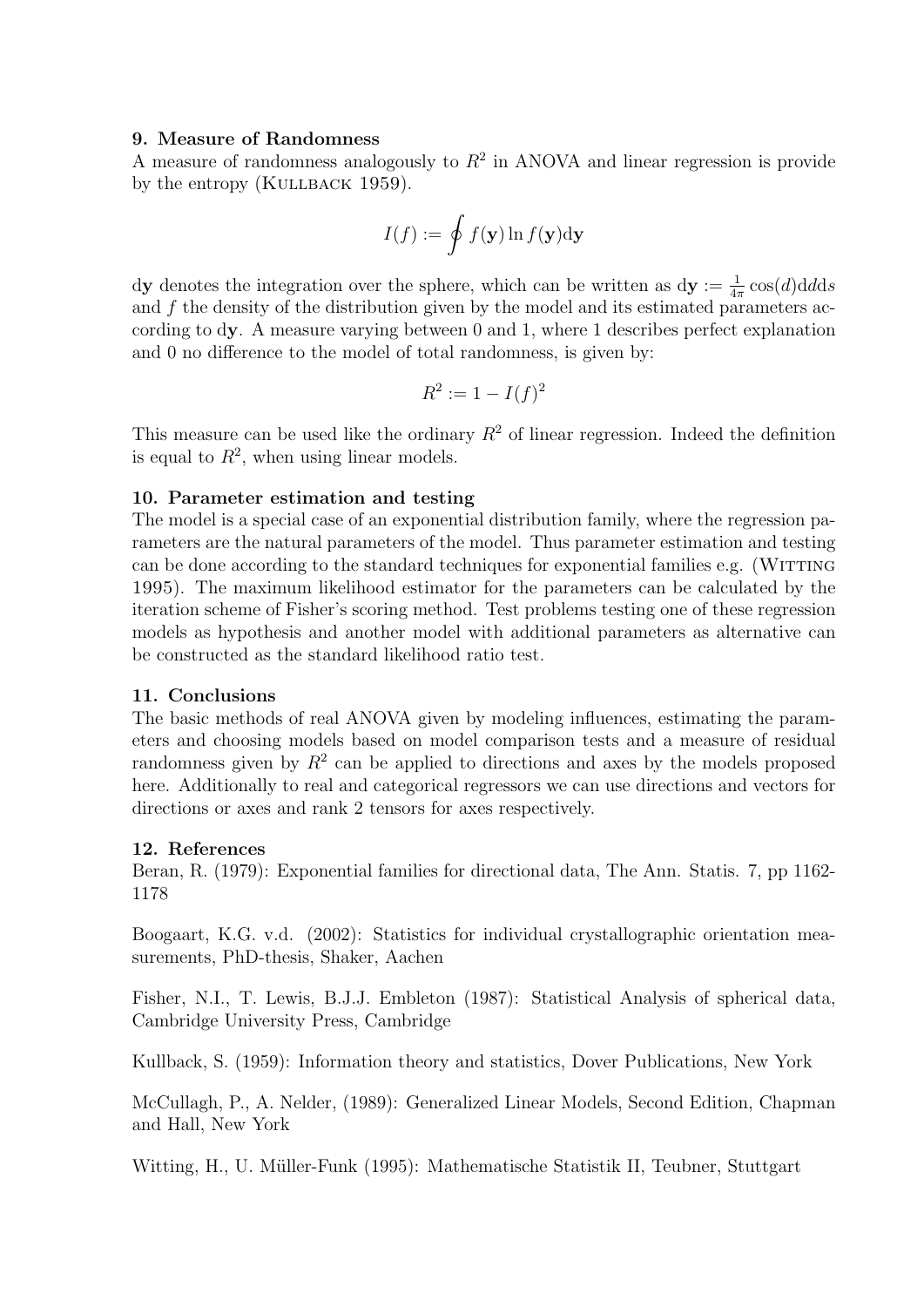## 9. Measure of Randomness

A measure of randomness analogously to $R^2$ in ANOVA and linear regression is provide by the entropy (Kullback 1959).

$$I(f) := \oint f(\mathbf{y}) \ln f(\mathbf{y}) \mathrm{d}\mathbf{y}$$

$\mathrm{d}\mathbf{y}$ denotes the integration over the sphere, which can be written as $\mathrm{d}\mathbf{y} := \frac{1}{4\pi} \cos(d) \mathrm{d}d \mathrm{d}s$ and $f$ the density of the distribution given by the model and its estimated parameters according to $\mathrm{d}\mathbf{y}$. A measure varying between 0 and 1, where 1 describes perfect explanation and 0 no difference to the model of total randomness, is given by:

$$R^2 := 1 - I(f)^2$$

This measure can be used like the ordinary $R^2$ of linear regression. Indeed the definition is equal to $R^2$, when using linear models.

## 10. Parameter estimation and testing

The model is a special case of an exponential distribution family, where the regression parameters are the natural parameters of the model. Thus parameter estimation and testing can be done according to the standard techniques for exponential families e.g. (Witting 1995). The maximum likelihood estimator for the parameters can be calculated by the iteration scheme of Fisher's scoring method. Test problems testing one of these regression models as hypothesis and another model with additional parameters as alternative can be constructed as the standard likelihood ratio test.

## 11. Conclusions

The basic methods of real ANOVA given by modeling influences, estimating the parameters and choosing models based on model comparison tests and a measure of residual randomness given by $R^2$ can be applied to directions and axes by the models proposed here. Additionally to real and categorical regressors we can use directions and vectors for directions or axes and rank 2 tensors for axes respectively.

## 12. References

Beran, R. (1979): Exponential families for directional data, The Ann. Statis. 7, pp 1162-1178

Boogaart, K.G. v.d. (2002): Statistics for individual crystallographic orientation measurements, PhD-thesis, Shaker, Aachen

Fisher, N.I., T. Lewis, B.J.J. Embleton (1987): Statistical Analysis of spherical data, Cambridge University Press, Cambridge

Kullback, S. (1959): Information theory and statistics, Dover Publications, New York

McCullagh, P., A. Nelder, (1989): Generalized Linear Models, Second Edition, Chapman and Hall, New York

Witting, H., U. Müller-Funk (1995): Mathematische Statistik II, Teubner, Stuttgart